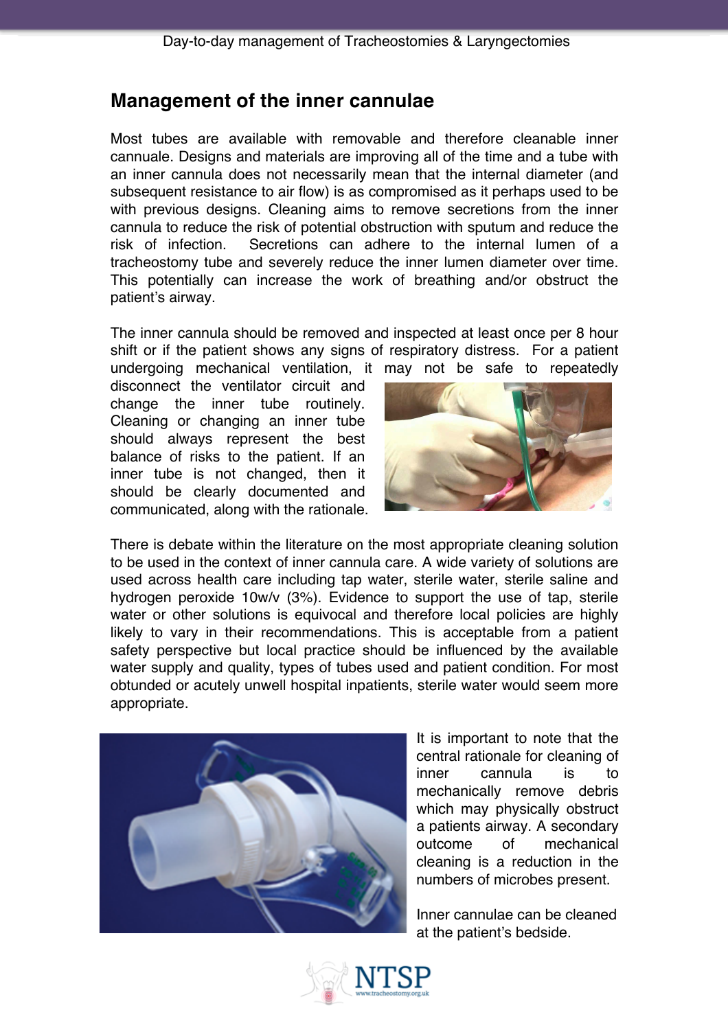## Management of the inner cannulae

Most tubes are available with removable and therefore cleanable inner cannuae. Designs and materials are improving all of the time and a tube with an inner cannula does not necessarily mean that the internal diameter (and subsequent resistance to air flow) is as compromised as it perhaps used to be with previous designs. Cleaning aims to remove secretions from the inner cannula to reduce the risk of potential obstruction with sputum and reduce the risk of infection. Secretions can adhere to the internal lumen of a tracheostomy tube and severely reduce the inner lumen diameter over time. This potentially can increase the work of breathing and/or obstruct the patient's airway.

The inner cannula should be removed and inspected at least once per 8 hour shift or if the patient shows any signs of respiratory distress. For a patient undergoing mechanical ventilation, it may not be safe to repeatedly disconnect the ventilator circuit and change the inner tube routinely. Cleaning or changing an inner tube should always represent the best balance of risks to the patient. If an inner tube is not changed, then it should be clearly documented and communicated, along with the rationale.

There is debate within the literature on the most appropriate cleaning solution to be used in the context of inner cannula care. A wide variety of solutions are used across health care including tap water, sterile water, sterile saline and hydrogen peroxide 10w/v (3%). Evidence to support the use of tap, sterile water or other solutions is equivocal and therefore local policies are highly likely to vary in their recommendations. This is acceptable from a patient safety perspective but local practice should be influenced by the available water supply and quality, types of tubes used and patient condition. For most obtunded or acutely unwell hospital inpatients, sterile water would seem more appropriate.

It is important to note that the central rationale for cleaning of inner cannula is to mechanically remove debris which may physically obstruct a patients airway. A secondary outcome of mechanical cleaning is a reduction in the numbers of microbes present.

Inner cannulae can be cleaned at the patient's bedside.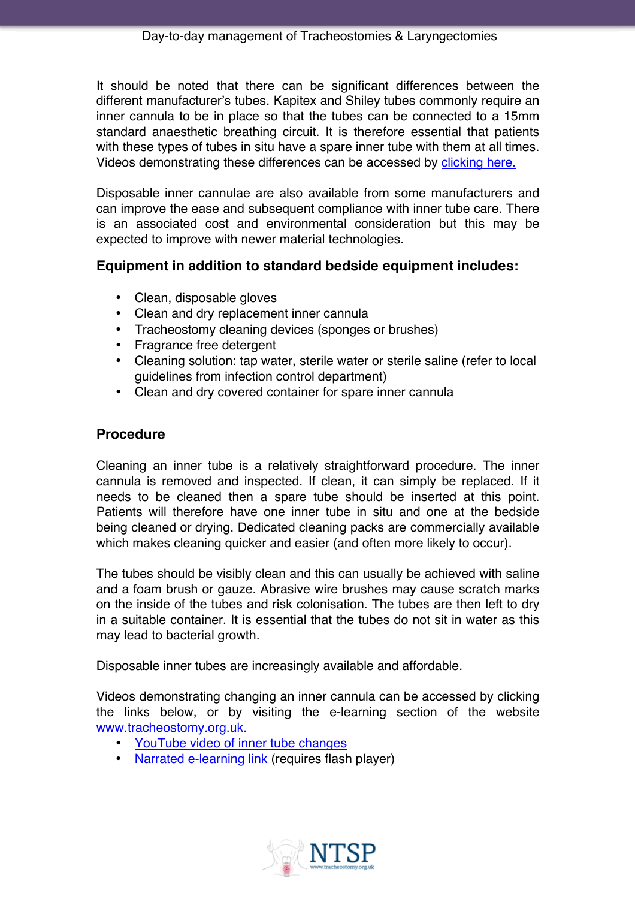It should be noted that there can be significant differences between the different manufacturer's tubes. Kapitex and Shiley tubes commonly require an inner cannula to be in place so that the tubes can be connected to a 15mm standard anaesthetic breathing circuit. It is therefore essential that patients with these types of tubes in situ have a spare inner tube with them at all times. Videos demonstrating these differences can be accessed by clicking here.

Disposable inner cannulae are also available from some manufacturers and can improve the ease and subsequent compliance with inner tube care. There is an associated cost and environmental consideration but this may be expected to improve with newer material technologies.

### Equipment in addition to standard bedside equipment includes:

- Clean, disposable gloves
- Clean and dry replacement inner cannula
- Tracheostomy cleaning devices (sponges or brushes)
- Fragrance free detergent
- Cleaning solution: tap water, sterile water or sterile saline (refer to local guidelines from infection control department)
- Clean and dry covered container for spare inner cannula

### Procedure

Cleaning an inner tube is a relatively straightforward procedure. The inner cannula is removed and inspected. If clean, it can simply be replaced. If it needs to be cleaned then a spare tube should be inserted at this point. Patients will therefore have one inner tube in situ and one at the bedside being cleaned or drying. Dedicated cleaning packs are commercially available which makes cleaning quicker and easier (and often more likely to occur).

The tubes should be visibly clean and this can usually be achieved with saline and a foam brush or gauze. Abrasive wire brushes may cause scratch marks on the inside of the tubes and risk colonisation. The tubes are then left to dry in a suitable container. It is essential that the tubes do not sit in water as this may lead to bacterial growth.

Disposable inner tubes are increasingly available and affordable.

Videos demonstrating changing an inner cannula can be accessed by clicking the links below, or by visiting the e-learning section of the website www.tracheostomy.org.uk.

- YouTube video of inner tube changes
- Narrated e-learning link (requires flash player)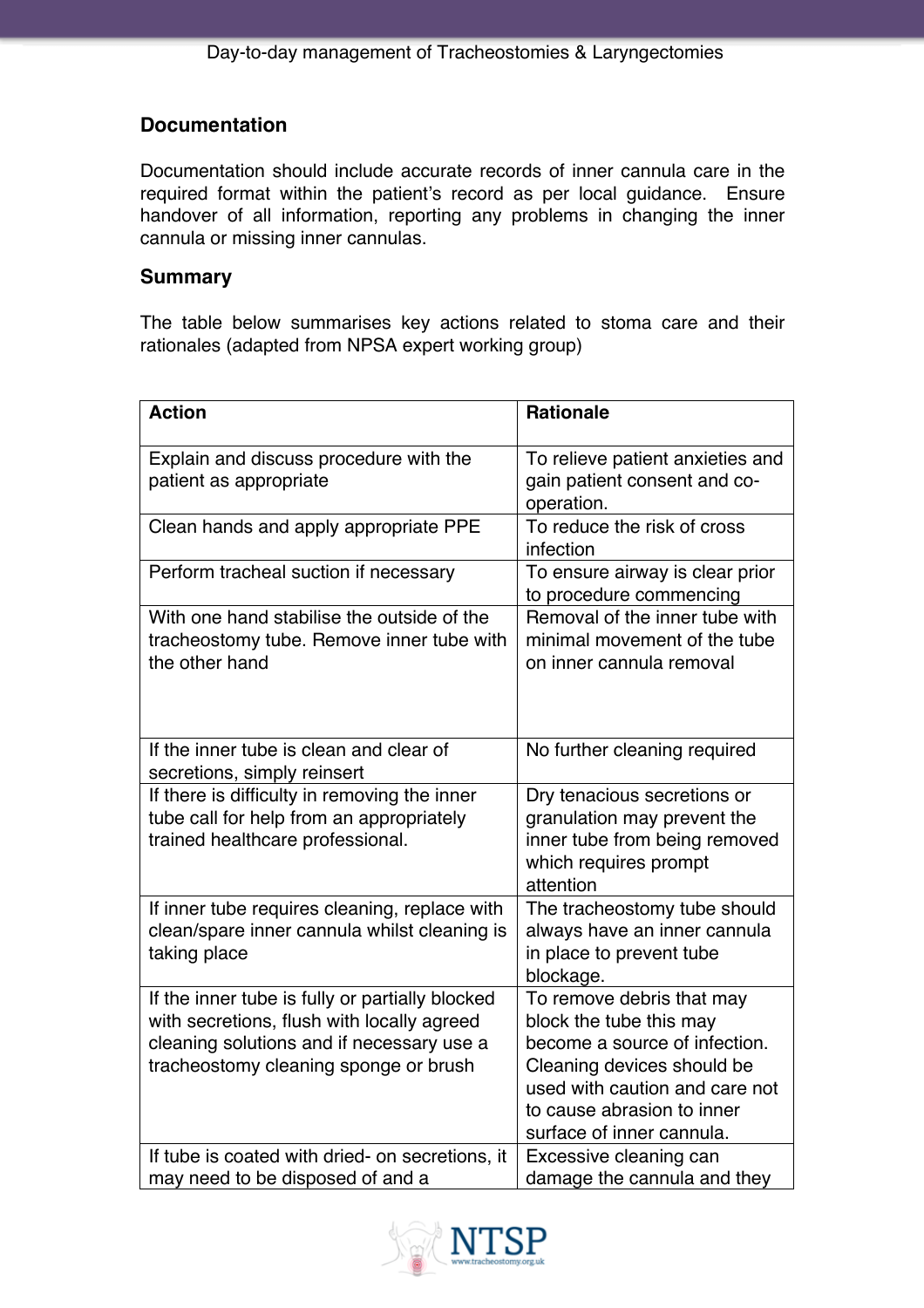## Documentation

Documentation should include accurate records of inner cannula care in the required format within the patient's record as per local guidance. Ensure handover of all information, reporting any problems in changing the inner cannula or missing inner cannulas.

## Summary

The table below summarises key actions related to stoma care and their rationales (adapted from NPSA expert working group)

| Action | Rationale |
|---|---|
| Explain and discuss procedure with the patient as appropriate | To relieve patient anxieties and gain patient consent and co-operation. |
| Clean hands and apply appropriate PPE | To reduce the risk of cross infection |
| Perform tracheal suction if necessary | To ensure airway is clear prior to procedure commencing |
| With one hand stabilise the outside of the tracheostomy tube. Remove inner tube with the other hand | Removal of the inner tube with minimal movement of the tube on inner cannula removal |
| If the inner tube is clean and clear of secretions, simply reinsert | No further cleaning required |
| If there is difficulty in removing the inner tube call for help from an appropriately trained healthcare professional. | Dry tenacious secretions or granulation may prevent the inner tube from being removed which requires prompt attention |
| If inner tube requires cleaning, replace with clean/spare inner cannula whilst cleaning is taking place | The tracheostomy tube should always have an inner cannula in place to prevent tube blockage. |
| If the inner tube is fully or partially blocked with secretions, flush with locally agreed cleaning solutions and if necessary use a tracheostomy cleaning sponge or brush | To remove debris that may block the tube this may become a source of infection. Cleaning devices should be used with caution and care not to cause abrasion to inner surface of inner cannula. |
| If tube is coated with dried- on secretions, it may need to be disposed of and a | Excessive cleaning can damage the cannula and they |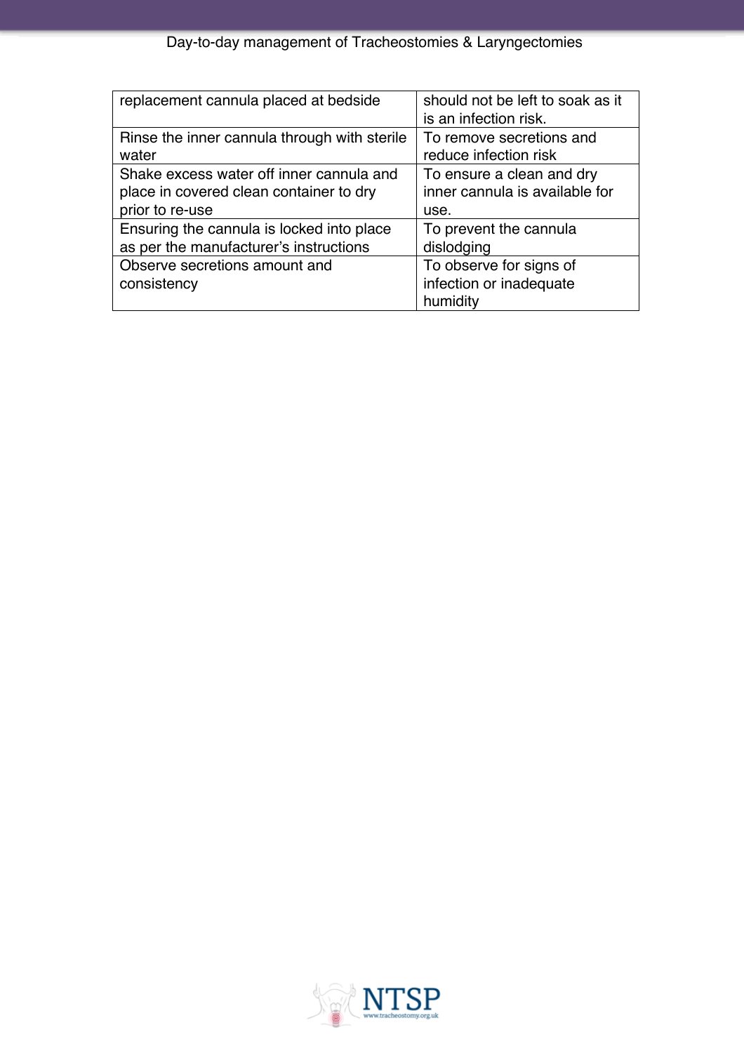| | |
|---|---|
| replacement cannula placed at bedside | should not be left to soak as it is an infection risk. |
| Rinse the inner cannula through with sterile water | To remove secretions and reduce infection risk |
| Shake excess water off inner cannula and place in covered clean container to dry prior to re-use | To ensure a clean and dry inner cannula is available for use. |
| Ensuring the cannula is locked into place as per the manufacturer's instructions | To prevent the cannula dislodging |
| Observe secretions amount and consistency | To observe for signs of infection or inadequate humidity |